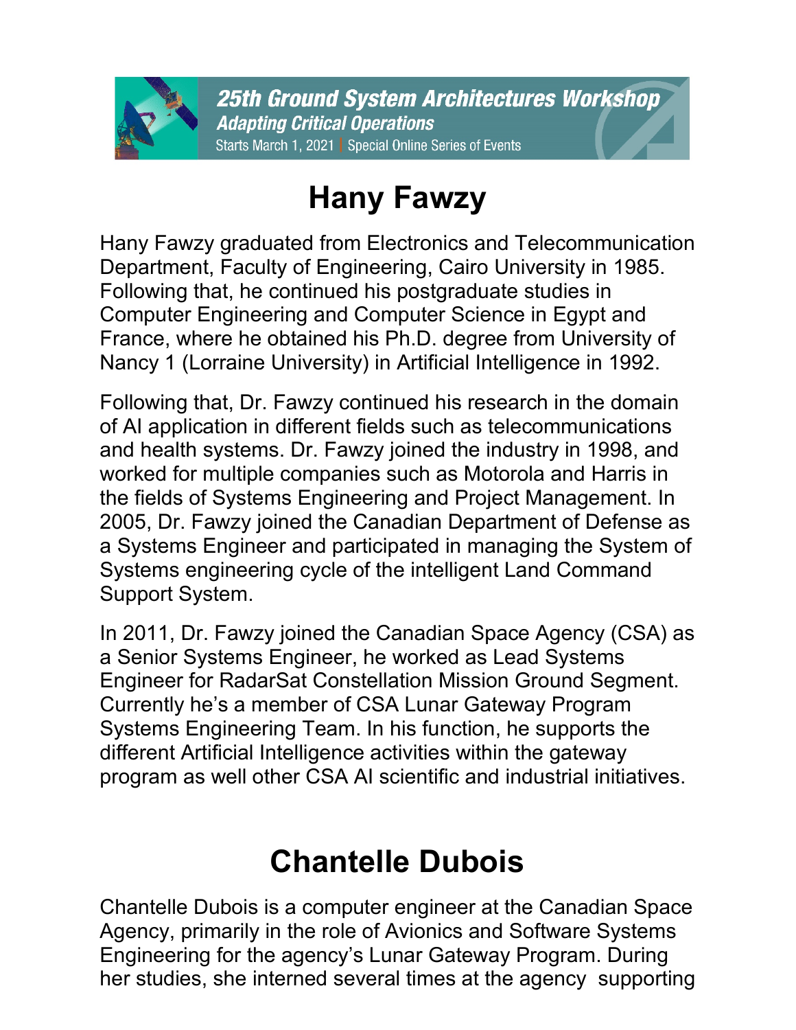# Hany Fawzy

Hany Fawzy graduated from Electronics and Telecommunication Department, Faculty of Engineering, Cairo University in 1985. Following that, he continued his postgraduate studies in Computer Engineering and Computer Science in Egypt and France, where he obtained his Ph.D. degree from University of Nancy 1 (Lorraine University) in Artificial Intelligence in 1992.

Following that, Dr. Fawzy continued his research in the domain of AI application in different fields such as telecommunications and health systems. Dr. Fawzy joined the industry in 1998, and worked for multiple companies such as Motorola and Harris in the fields of Systems Engineering and Project Management. In 2005, Dr. Fawzy joined the Canadian Department of Defense as a Systems Engineer and participated in managing the System of Systems engineering cycle of the intelligent Land Command Support System.

In 2011, Dr. Fawzy joined the Canadian Space Agency (CSA) as a Senior Systems Engineer, he worked as Lead Systems Engineer for RadarSat Constellation Mission Ground Segment. Currently he's a member of CSA Lunar Gateway Program Systems Engineering Team. In his function, he supports the different Artificial Intelligence activities within the gateway program as well other CSA AI scientific and industrial initiatives.

# Chantelle Dubois

Chantelle Dubois is a computer engineer at the Canadian Space Agency, primarily in the role of Avionics and Software Systems Engineering for the agency's Lunar Gateway Program. During her studies, she interned several times at the agency supporting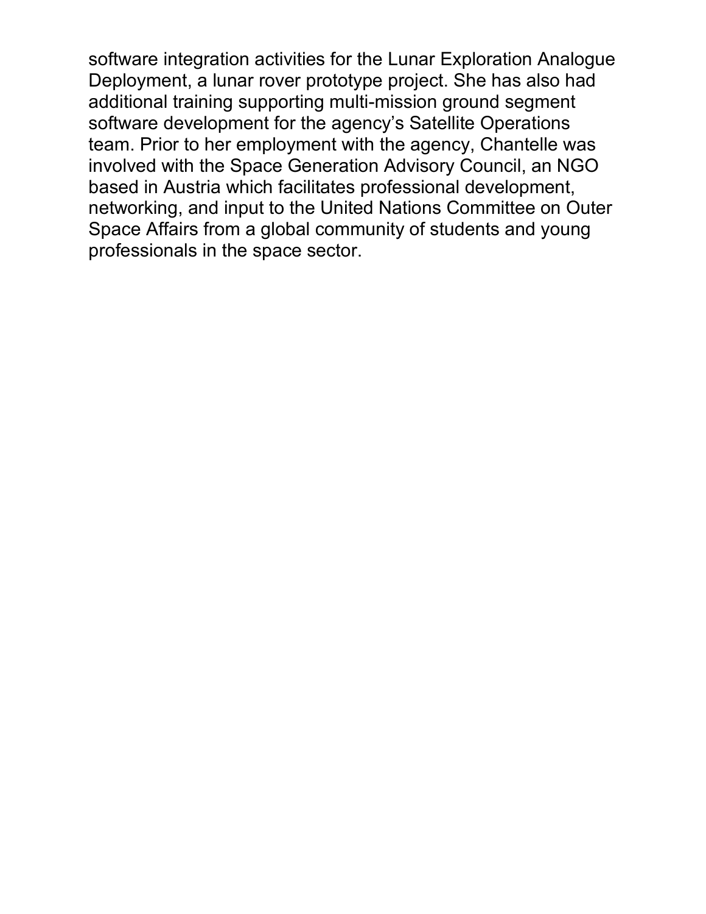software integration activities for the Lunar Exploration Analogue Deployment, a lunar rover prototype project. She has also had additional training supporting multi-mission ground segment software development for the agency's Satellite Operations team. Prior to her employment with the agency, Chantelle was involved with the Space Generation Advisory Council, an NGO based in Austria which facilitates professional development, networking, and input to the United Nations Committee on Outer Space Affairs from a global community of students and young professionals in the space sector.